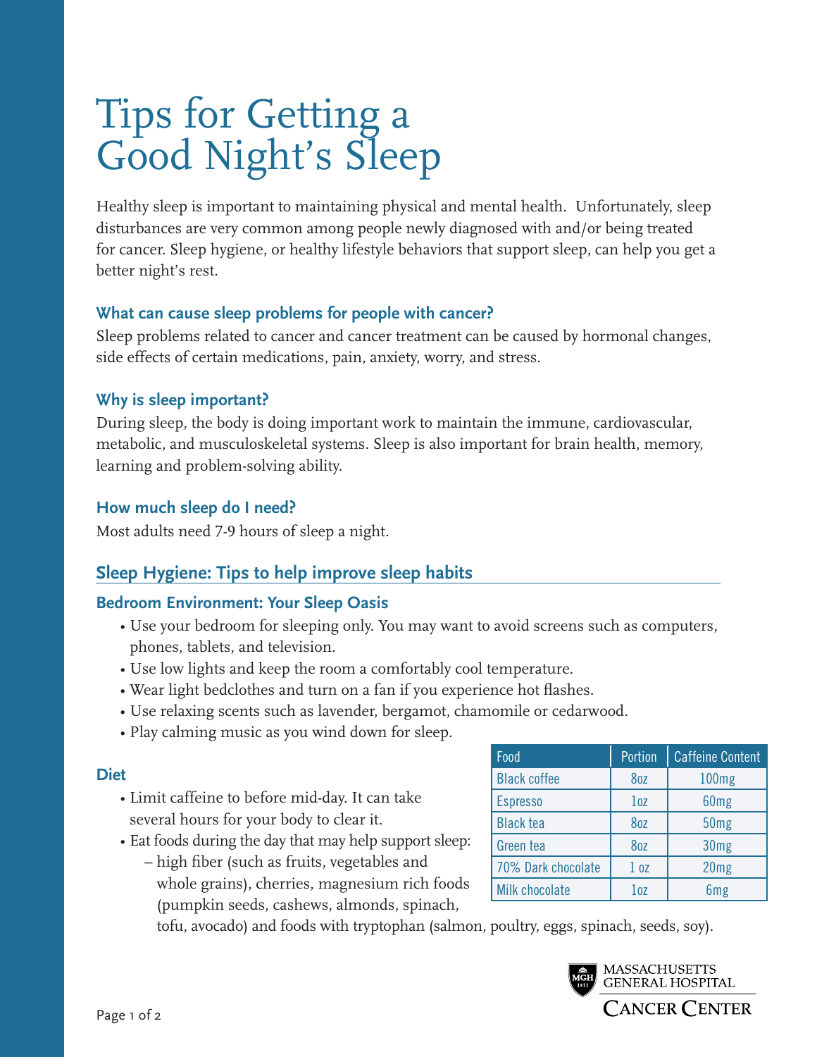# Tips for Getting a Good Night's Sleep

Healthy sleep is important to maintaining physical and mental health. Unfortunately, sleep disturbances are very common among people newly diagnosed with and/or being treated for cancer. Sleep hygiene, or healthy lifestyle behaviors that support sleep, can help you get a better night's rest.

### What can cause sleep problems for people with cancer?

Sleep problems related to cancer and cancer treatment can be caused by hormonal changes, side effects of certain medications, pain, anxiety, worry, and stress.

### Why is sleep important?

During sleep, the body is doing important work to maintain the immune, cardiovascular, metabolic, and musculoskeletal systems. Sleep is also important for brain health, memory, learning and problem-solving ability.

### How much sleep do I need?

Most adults need 7-9 hours of sleep a night.

## Sleep Hygiene: Tips to help improve sleep habits

### Bedroom Environment: Your Sleep Oasis

- Use your bedroom for sleeping only. You may want to avoid screens such as computers, phones, tablets, and television.
- Use low lights and keep the room a comfortably cool temperature.
- Wear light bedclothes and turn on a fan if you experience hot flashes.
- Use relaxing scents such as lavender, bergamot, chamomile or cedarwood.
- Play calming music as you wind down for sleep.

### Diet

- Limit caffeine to before mid-day. It can take several hours for your body to clear it.
- Eat foods during the day that may help support sleep:
  - high fiber (such as fruits, vegetables and whole grains), cherries, magnesium rich foods (pumpkin seeds, cashews, almonds, spinach, tofu, avocado) and foods with tryptophan (salmon, poultry, eggs, spinach, seeds, soy).

| Food | Portion | Caffeine Content |
|---|---|---|
| Black coffee | 8oz | 100mg |
| Espresso | 1oz | 60mg |
| Black tea | 8oz | 50mg |
| Green tea | 8oz | 30mg |
| 70% Dark chocolate | 1 oz | 20mg |
| Milk chocolate | 1oz | 6mg |

Massachusetts General Hospital Cancer Center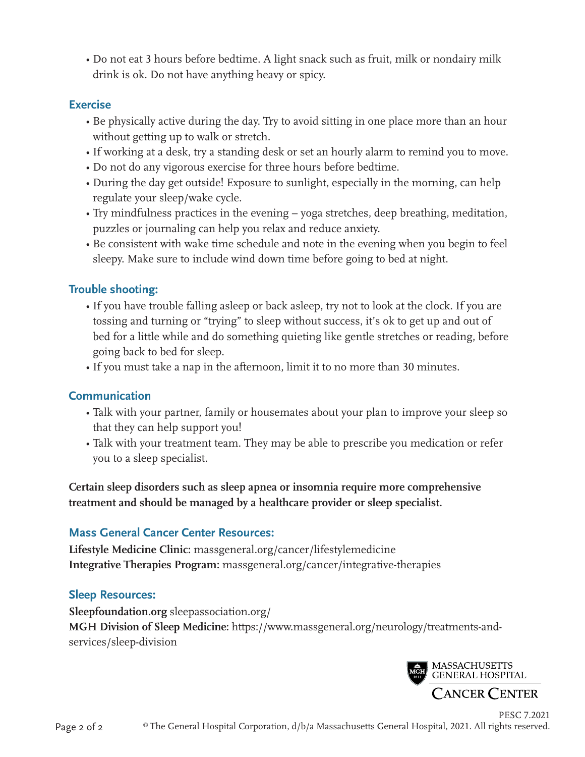- Do not eat 3 hours before bedtime. A light snack such as fruit, milk or nondairy milk drink is ok. Do not have anything heavy or spicy.

## Exercise

- Be physically active during the day. Try to avoid sitting in one place more than an hour without getting up to walk or stretch.
- If working at a desk, try a standing desk or set an hourly alarm to remind you to move.
- Do not do any vigorous exercise for three hours before bedtime.
- During the day get outside! Exposure to sunlight, especially in the morning, can help regulate your sleep/wake cycle.
- Try mindfulness practices in the evening – yoga stretches, deep breathing, meditation, puzzles or journaling can help you relax and reduce anxiety.
- Be consistent with wake time schedule and note in the evening when you begin to feel sleepy. Make sure to include wind down time before going to bed at night.

## Trouble shooting:

- If you have trouble falling asleep or back asleep, try not to look at the clock. If you are tossing and turning or "trying" to sleep without success, it's ok to get up and out of bed for a little while and do something quieting like gentle stretches or reading, before going back to bed for sleep.
- If you must take a nap in the afternoon, limit it to no more than 30 minutes.

## Communication

- Talk with your partner, family or housemates about your plan to improve your sleep so that they can help support you!
- Talk with your treatment team. They may be able to prescribe you medication or refer you to a sleep specialist.

**Certain sleep disorders such as sleep apnea or insomnia require more comprehensive treatment and should be managed by a healthcare provider or sleep specialist.**

## Mass General Cancer Center Resources:

**Lifestyle Medicine Clinic:** massgeneral.org/cancer/lifestylemedicine
**Integrative Therapies Program:** massgeneral.org/cancer/integrative-therapies

## Sleep Resources:

**Sleepfoundation.org** sleepassociation.org/
**MGH Division of Sleep Medicine:** https://www.massgeneral.org/neurology/treatments-and-services/sleep-division

MASSACHUSETTS GENERAL HOSPITAL
CANCER CENTER

PESC 7.2021
© The General Hospital Corporation, d/b/a Massachusetts General Hospital, 2021. All rights reserved.